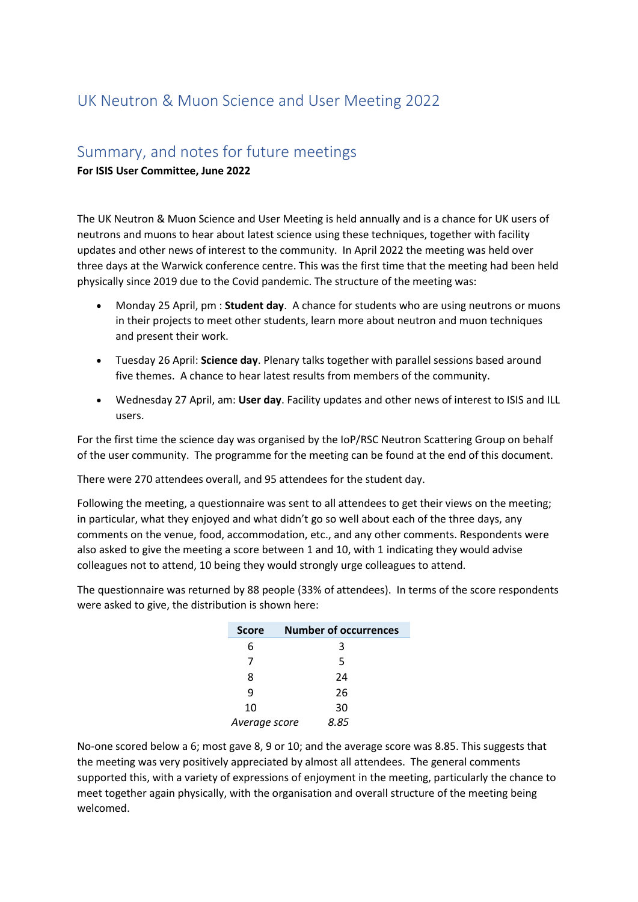# UK Neutron & Muon Science and User Meeting 2022

## Summary, and notes for future meetings

**For ISIS User Committee, June 2022**

The UK Neutron & Muon Science and User Meeting is held annually and is a chance for UK users of neutrons and muons to hear about latest science using these techniques, together with facility updates and other news of interest to the community. In April 2022 the meeting was held over three days at the Warwick conference centre. This was the first time that the meeting had been held physically since 2019 due to the Covid pandemic. The structure of the meeting was:

- Monday 25 April, pm : **Student day**. A chance for students who are using neutrons or muons in their projects to meet other students, learn more about neutron and muon techniques and present their work.
- Tuesday 26 April: **Science day**. Plenary talks together with parallel sessions based around five themes. A chance to hear latest results from members of the community.
- Wednesday 27 April, am: **User day**. Facility updates and other news of interest to ISIS and ILL users.

For the first time the science day was organised by the IoP/RSC Neutron Scattering Group on behalf of the user community. The programme for the meeting can be found at the end of this document.

There were 270 attendees overall, and 95 attendees for the student day.

Following the meeting, a questionnaire was sent to all attendees to get their views on the meeting; in particular, what they enjoyed and what didn't go so well about each of the three days, any comments on the venue, food, accommodation, etc., and any other comments. Respondents were also asked to give the meeting a score between 1 and 10, with 1 indicating they would advise colleagues not to attend, 10 being they would strongly urge colleagues to attend.

The questionnaire was returned by 88 people (33% of attendees). In terms of the score respondents were asked to give, the distribution is shown here:

| Score | Number of occurrences |
|---|---|
| 6 | 3 |
| 7 | 5 |
| 8 | 24 |
| 9 | 26 |
| 10 | 30 |
| *Average score* | *8.85* |

No-one scored below a 6; most gave 8, 9 or 10; and the average score was 8.85. This suggests that the meeting was very positively appreciated by almost all attendees. The general comments supported this, with a variety of expressions of enjoyment in the meeting, particularly the chance to meet together again physically, with the organisation and overall structure of the meeting being welcomed.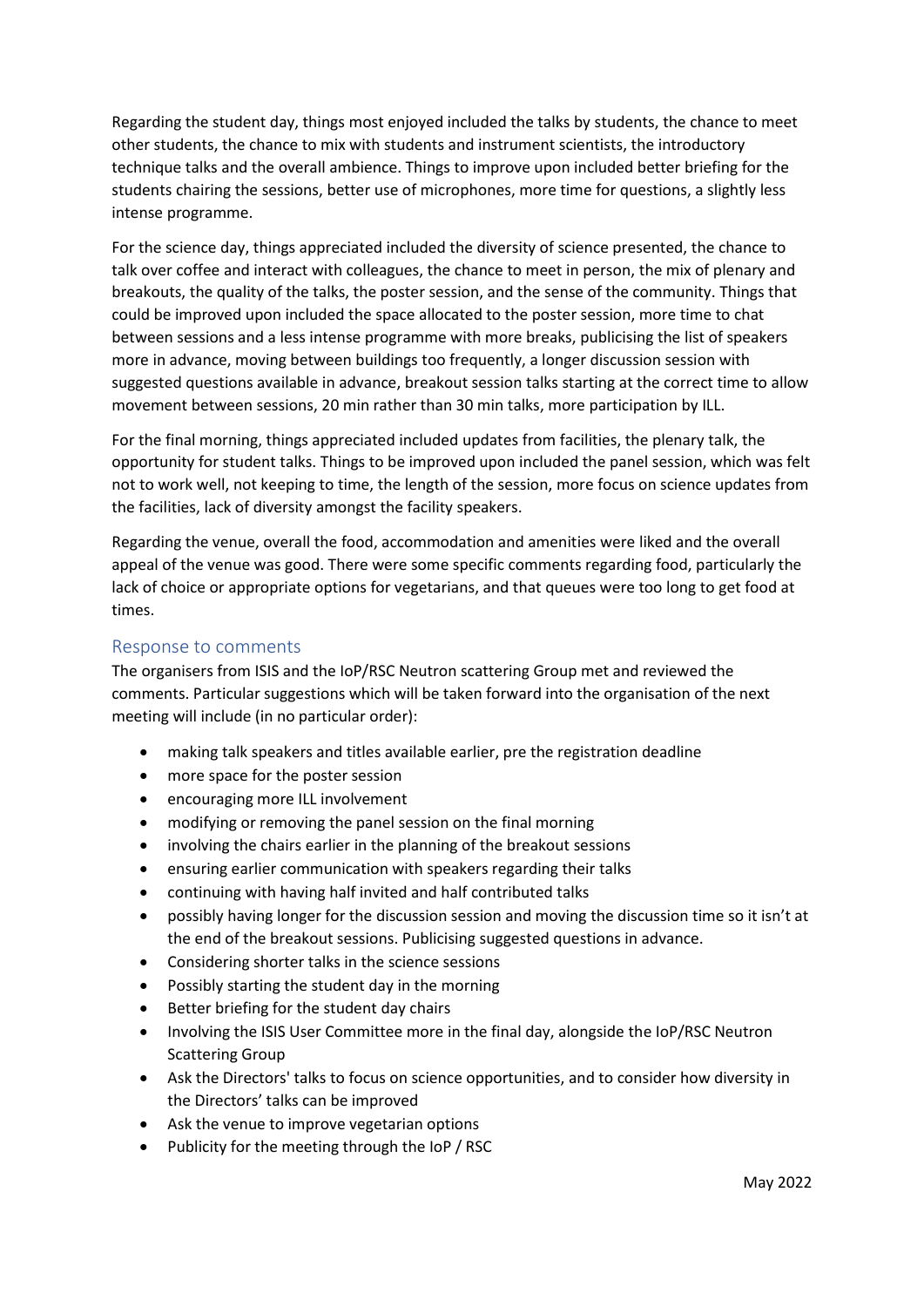Regarding the student day, things most enjoyed included the talks by students, the chance to meet other students, the chance to mix with students and instrument scientists, the introductory technique talks and the overall ambience. Things to improve upon included better briefing for the students chairing the sessions, better use of microphones, more time for questions, a slightly less intense programme.

For the science day, things appreciated included the diversity of science presented, the chance to talk over coffee and interact with colleagues, the chance to meet in person, the mix of plenary and breakouts, the quality of the talks, the poster session, and the sense of the community. Things that could be improved upon included the space allocated to the poster session, more time to chat between sessions and a less intense programme with more breaks, publicising the list of speakers more in advance, moving between buildings too frequently, a longer discussion session with suggested questions available in advance, breakout session talks starting at the correct time to allow movement between sessions, 20 min rather than 30 min talks, more participation by ILL.

For the final morning, things appreciated included updates from facilities, the plenary talk, the opportunity for student talks. Things to be improved upon included the panel session, which was felt not to work well, not keeping to time, the length of the session, more focus on science updates from the facilities, lack of diversity amongst the facility speakers.

Regarding the venue, overall the food, accommodation and amenities were liked and the overall appeal of the venue was good. There were some specific comments regarding food, particularly the lack of choice or appropriate options for vegetarians, and that queues were too long to get food at times.

## Response to comments

The organisers from ISIS and the IoP/RSC Neutron scattering Group met and reviewed the comments. Particular suggestions which will be taken forward into the organisation of the next meeting will include (in no particular order):

- making talk speakers and titles available earlier, pre the registration deadline
- more space for the poster session
- encouraging more ILL involvement
- modifying or removing the panel session on the final morning
- involving the chairs earlier in the planning of the breakout sessions
- ensuring earlier communication with speakers regarding their talks
- continuing with having half invited and half contributed talks
- possibly having longer for the discussion session and moving the discussion time so it isn't at the end of the breakout sessions. Publicising suggested questions in advance.
- Considering shorter talks in the science sessions
- Possibly starting the student day in the morning
- Better briefing for the student day chairs
- Involving the ISIS User Committee more in the final day, alongside the IoP/RSC Neutron Scattering Group
- Ask the Directors' talks to focus on science opportunities, and to consider how diversity in the Directors' talks can be improved
- Ask the venue to improve vegetarian options
- Publicity for the meeting through the IoP / RSC

May 2022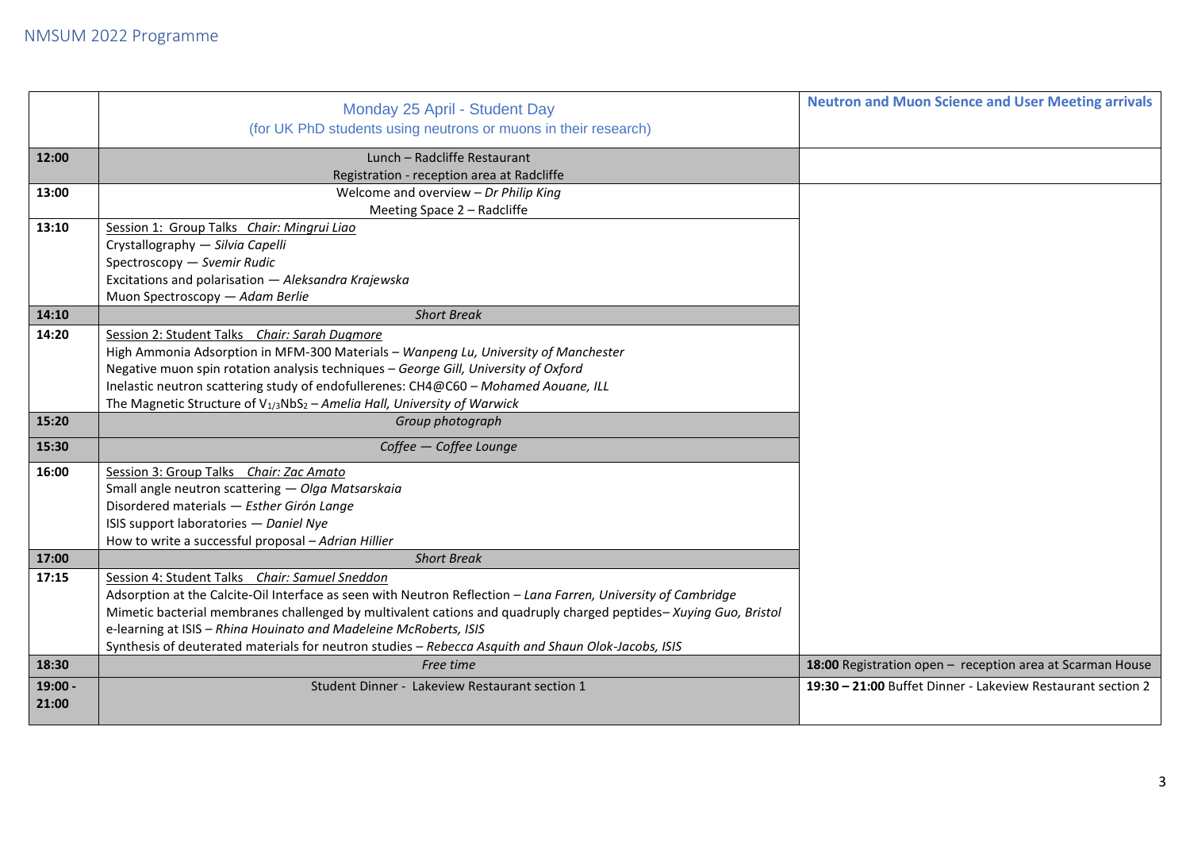NMSUM 2022 Programme

| | Monday 25 April - Student Day<br>(for UK PhD students using neutrons or muons in their research) | **Neutron and Muon Science and User Meeting arrivals** |
|---|---|---|
| **12:00** | Lunch – Radcliffe Restaurant<br>Registration - reception area at Radcliffe | |
| **13:00** | Welcome and overview – *Dr Philip King*<br>Meeting Space 2 – Radcliffe | |
| **13:10** | Session 1: Group Talks *Chair: Mingrui Liao*<br>Crystallography — *Silvia Capelli*<br>Spectroscopy — *Svemir Rudic*<br>Excitations and polarisation — *Aleksandra Krajewska*<br>Muon Spectroscopy — *Adam Berlie* | |
| **14:10** | *Short Break* | |
| **14:20** | Session 2: Student Talks *Chair: Sarah Dugmore*<br>High Ammonia Adsorption in MFM-300 Materials – *Wanpeng Lu, University of Manchester*<br>Negative muon spin rotation analysis techniques – *George Gill, University of Oxford*<br>Inelastic neutron scattering study of endofullerenes: CH4@C60 – *Mohamed Aouane, ILL*<br>The Magnetic Structure of $V_{1/3}NbS_2$ – *Amelia Hall, University of Warwick* | |
| **15:20** | *Group photograph* | |
| **15:30** | *Coffee — Coffee Lounge* | |
| **16:00** | Session 3: Group Talks *Chair: Zac Amato*<br>Small angle neutron scattering — *Olga Matsarskaia*<br>Disordered materials — *Esther Girón Lange*<br>ISIS support laboratories — *Daniel Nye*<br>How to write a successful proposal – *Adrian Hillier* | |
| **17:00** | *Short Break* | |
| **17:15** | Session 4: Student Talks *Chair: Samuel Sneddon*<br>Adsorption at the Calcite-Oil Interface as seen with Neutron Reflection – *Lana Farren, University of Cambridge*<br>Mimetic bacterial membranes challenged by multivalent cations and quadruply charged peptides– *Xuying Guo, Bristol*<br>e-learning at ISIS – *Rhina Houinato and Madeleine McRoberts, ISIS*<br>Synthesis of deuterated materials for neutron studies – *Rebecca Asquith and Shaun Olok-Jacobs, ISIS* | |
| **18:30** | *Free time* | **18:00** Registration open – reception area at Scarman House |
| **19:00 - 21:00** | Student Dinner - Lakeview Restaurant section 1 | **19:30 – 21:00** Buffet Dinner - Lakeview Restaurant section 2 |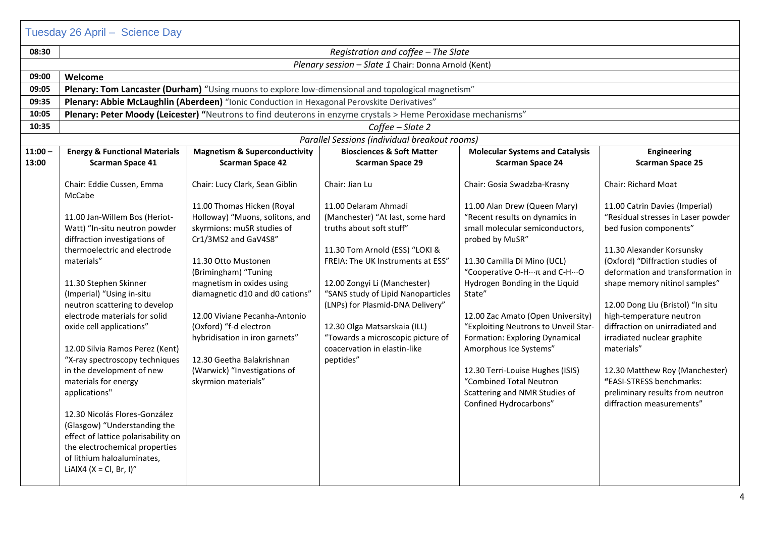## Tuesday 26 April – Science Day

| | |
|---|---|
| **08:30** | *Registration and coffee – The Slate* |
| | *Plenary session – Slate 1* Chair: Donna Arnold (Kent) |
| **09:00** | **Welcome** |
| **09:05** | **Plenary: Tom Lancaster (Durham)** "Using muons to explore low-dimensional and topological magnetism" |
| **09:35** | **Plenary: Abbie McLaughlin (Aberdeen)** "Ionic Conduction in Hexagonal Perovskite Derivatives" |
| **10:05** | **Plenary: Peter Moody (Leicester) "**Neutrons to find deuterons in enzyme crystals > Heme Peroxidase mechanisms" |
| **10:35** | *Coffee – Slate 2* |
| | *Parallel Sessions (individual breakout rooms)* |

| **11:00 – 13:00** | **Energy & Functional Materials**<br>**Scarman Space 41** | **Magnetism & Superconductivity**<br>**Scarman Space 42** | **Biosciences & Soft Matter**<br>**Scarman Space 29** | **Molecular Systems and Catalysis**<br>**Scarman Space 24** | **Engineering**<br>**Scarman Space 25** |
|---|---|---|---|---|---|
| | Chair: Eddie Cussen, Emma McCabe | Chair: Lucy Clark, Sean Giblin | Chair: Jian Lu | Chair: Gosia Swadzba-Krasny | Chair: Richard Moat |
| | 11.00 Jan-Willem Bos (Heriot-Watt) "In-situ neutron powder diffraction investigations of thermoelectric and electrode materials" | 11.00 Thomas Hicken (Royal Holloway) "Muons, solitons, and skyrmions: muSR studies of Cr1/3MS2 and GaV4S8" | 11.00 Delaram Ahmadi (Manchester) "At last, some hard truths about soft stuff" | 11.00 Alan Drew (Queen Mary) "Recent results on dynamics in small molecular semiconductors, probed by MuSR" | 11.00 Catrin Davies (Imperial) "Residual stresses in Laser powder bed fusion components" |
| | 11.30 Stephen Skinner (Imperial) "Using in-situ neutron scattering to develop electrode materials for solid oxide cell applications" | 11.30 Otto Mustonen (Brimingham) "Tuning magnetism in oxides using diamagnetic d10 and d0 cations" | 11.30 Tom Arnold (ESS) "LOKI & FREIA: The UK Instruments at ESS" | 11.30 Camilla Di Mino (UCL) "Cooperative O-H···π and C-H···O Hydrogen Bonding in the Liquid State" | 11.30 Alexander Korsunsky (Oxford) "Diffraction studies of deformation and transformation in shape memory nitinol samples" |
| | 12.00 Silvia Ramos Perez (Kent) "X-ray spectroscopy techniques in the development of new materials for energy applications" | 12.00 Viviane Pecanha-Antonio (Oxford) "f-d electron hybridisation in iron garnets" | 12.00 Zongyi Li (Manchester) "SANS study of Lipid Nanoparticles (LNPs) for Plasmid-DNA Delivery" | 12.00 Zac Amato (Open University) "Exploiting Neutrons to Unveil Star-Formation: Exploring Dynamical Amorphous Ice Systems" | 12.00 Dong Liu (Bristol) "In situ high-temperature neutron diffraction on unirradiated and irradiated nuclear graphite materials" |
| | 12.30 Nicolás Flores-González (Glasgow) "Understanding the effect of lattice polarisability on the electrochemical properties of lithium haloaluminates, LiAlX4 (X = Cl, Br, I)" | 12.30 Geetha Balakrishnan (Warwick) "Investigations of skyrmion materials" | 12.30 Olga Matsarskaia (ILL) "Towards a microscopic picture of coacervation in elastin-like peptides" | 12.30 Terri-Louise Hughes (ISIS) "Combined Total Neutron Scattering and NMR Studies of Confined Hydrocarbons" | 12.30 Matthew Roy (Manchester) "EASI-STRESS benchmarks: preliminary results from neutron diffraction measurements" |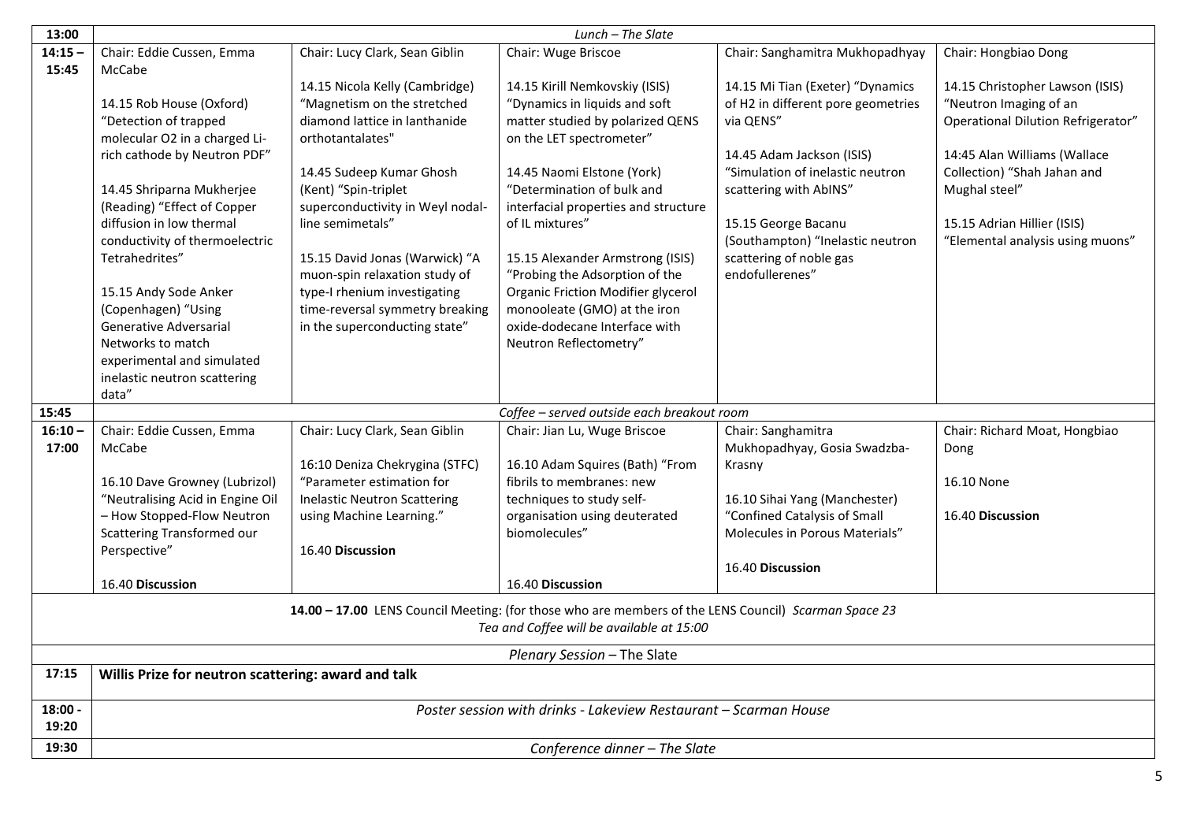| | | | | | |
|---|---|---|---|---|---|
| **13:00** | *Lunch – The Slate* | | | | |
| **14:15 – 15:45** | Chair: Eddie Cussen, Emma McCabe<br><br>14.15 Rob House (Oxford) "Detection of trapped molecular O2 in a charged Li-rich cathode by Neutron PDF"<br><br>14.45 Shriparna Mukherjee (Reading) "Effect of Copper diffusion in low thermal conductivity of thermoelectric Tetrahedrites"<br><br>15.15 Andy Sode Anker (Copenhagen) "Using Generative Adversarial Networks to match experimental and simulated inelastic neutron scattering data" | Chair: Lucy Clark, Sean Giblin<br><br>14.15 Nicola Kelly (Cambridge) "Magnetism on the stretched diamond lattice in lanthanide orthotantalates"<br><br>14.45 Sudeep Kumar Ghosh (Kent) "Spin-triplet superconductivity in Weyl nodal-line semimetals"<br><br>15.15 David Jonas (Warwick) "A muon-spin relaxation study of type-I rhenium investigating time-reversal symmetry breaking in the superconducting state" | Chair: Wuge Briscoe<br><br>14.15 Kirill Nemkovskiy (ISIS) "Dynamics in liquids and soft matter studied by polarized QENS on the LET spectrometer"<br><br>14.45 Naomi Elstone (York) "Determination of bulk and interfacial properties and structure of IL mixtures"<br><br>15.15 Alexander Armstrong (ISIS) "Probing the Adsorption of the Organic Friction Modifier glycerol monooleate (GMO) at the iron oxide-dodecane Interface with Neutron Reflectometry" | Chair: Sanghamitra Mukhopadhyay<br><br>14.15 Mi Tian (Exeter) "Dynamics of H2 in different pore geometries via QENS"<br><br>14.45 Adam Jackson (ISIS) "Simulation of inelastic neutron scattering with AbINS"<br><br>15.15 George Bacanu (Southampton) "Inelastic neutron scattering of noble gas endofullerenes" | Chair: Hongbiao Dong<br><br>14.15 Christopher Lawson (ISIS) "Neutron Imaging of an Operational Dilution Refrigerator"<br><br>14:45 Alan Williams (Wallace Collection) "Shah Jahan and Mughal steel"<br><br>15.15 Adrian Hillier (ISIS) "Elemental analysis using muons" |
| **15:45** | *Coffee – served outside each breakout room* | | | | |
| **16:10 – 17.00** | Chair: Eddie Cussen, Emma McCabe<br><br>16.10 Dave Growney (Lubrizol) "Neutralising Acid in Engine Oil – How Stopped-Flow Neutron Scattering Transformed our Perspective"<br><br>16.40 **Discussion** | Chair: Lucy Clark, Sean Giblin<br><br>16:10 Deniza Chekrygina (STFC) "Parameter estimation for Inelastic Neutron Scattering using Machine Learning."<br><br>16.40 **Discussion** | Chair: Jian Lu, Wuge Briscoe<br><br>16.10 Adam Squires (Bath) "From fibrils to membranes: new techniques to study self-organisation using deuterated biomolecules"<br><br>16.40 **Discussion** | Chair: Sanghamitra Mukhopadhyay, Gosia Swadzba-Krasny<br><br>16.10 Sihai Yang (Manchester) "Confined Catalysis of Small Molecules in Porous Materials"<br><br>16.40 **Discussion** | Chair: Richard Moat, Hongbiao Dong<br><br>16.10 None<br><br>16.40 **Discussion** |
| | **14.00 – 17.00** LENS Council Meeting: (for those who are members of the LENS Council) *Scarman Space 23*<br>*Tea and Coffee will be available at 15:00* | | | | |
| | *Plenary Session* – The Slate | | | | |
| **17:15** | **Willis Prize for neutron scattering: award and talk** | | | | |
| **18:00 - 19:20** | *Poster session with drinks - Lakeview Restaurant – Scarman House* | | | | |
| **19:30** | *Conference dinner – The Slate* | | | | |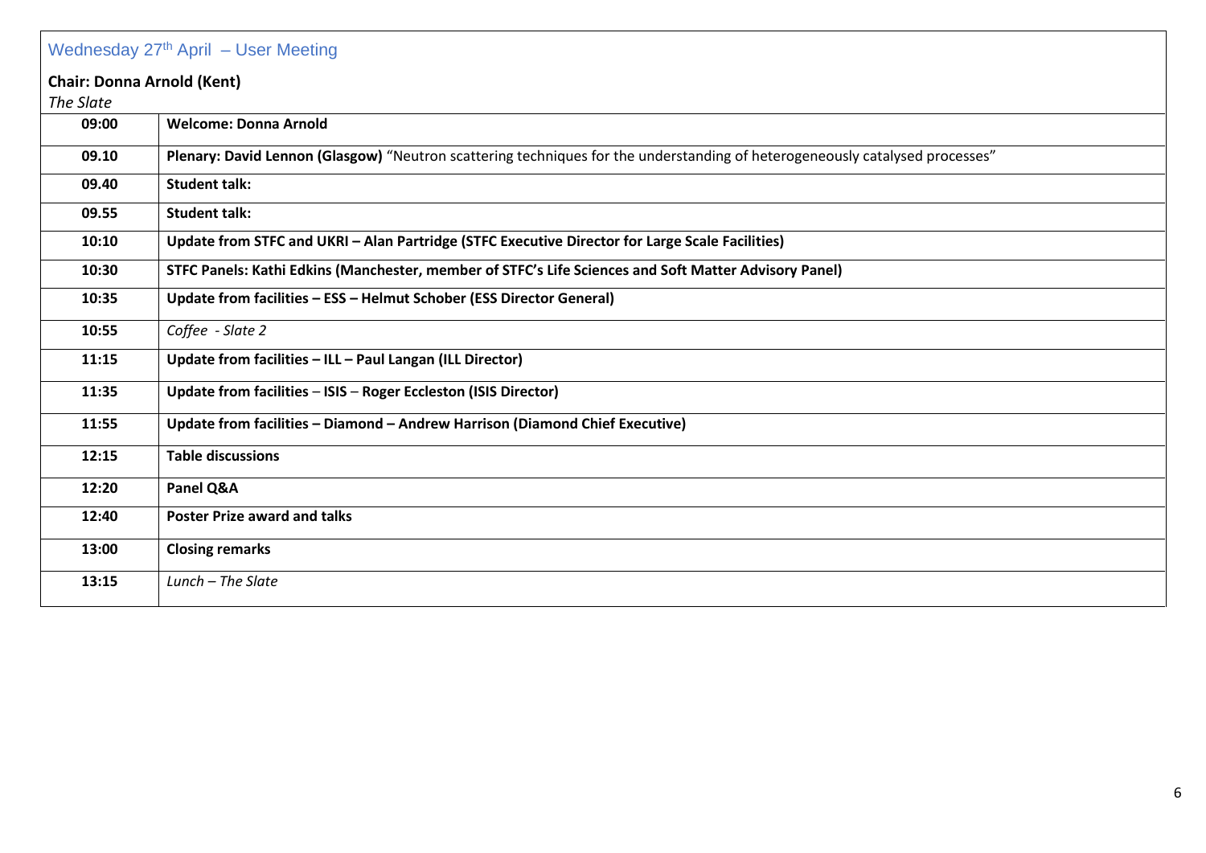## Wednesday 27[th] April – User Meeting

**Chair: Donna Arnold (Kent)**

*The Slate*

| | |
|---|---|
| **09:00** | **Welcome: Donna Arnold** |
| **09.10** | **Plenary: David Lennon (Glasgow)** "Neutron scattering techniques for the understanding of heterogeneously catalysed processes" |
| **09.40** | **Student talk:** |
| **09.55** | **Student talk:** |
| **10:10** | **Update from STFC and UKRI – Alan Partridge (STFC Executive Director for Large Scale Facilities)** |
| **10:30** | **STFC Panels: Kathi Edkins (Manchester, member of STFC's Life Sciences and Soft Matter Advisory Panel)** |
| **10:35** | **Update from facilities – ESS – Helmut Schober (ESS Director General)** |
| **10:55** | *Coffee - Slate 2* |
| **11:15** | **Update from facilities – ILL – Paul Langan (ILL Director)** |
| **11:35** | **Update from facilities – ISIS – Roger Eccleston (ISIS Director)** |
| **11:55** | **Update from facilities – Diamond – Andrew Harrison (Diamond Chief Executive)** |
| **12:15** | **Table discussions** |
| **12:20** | **Panel Q&A** |
| **12:40** | **Poster Prize award and talks** |
| **13:00** | **Closing remarks** |
| **13:15** | *Lunch – The Slate* |